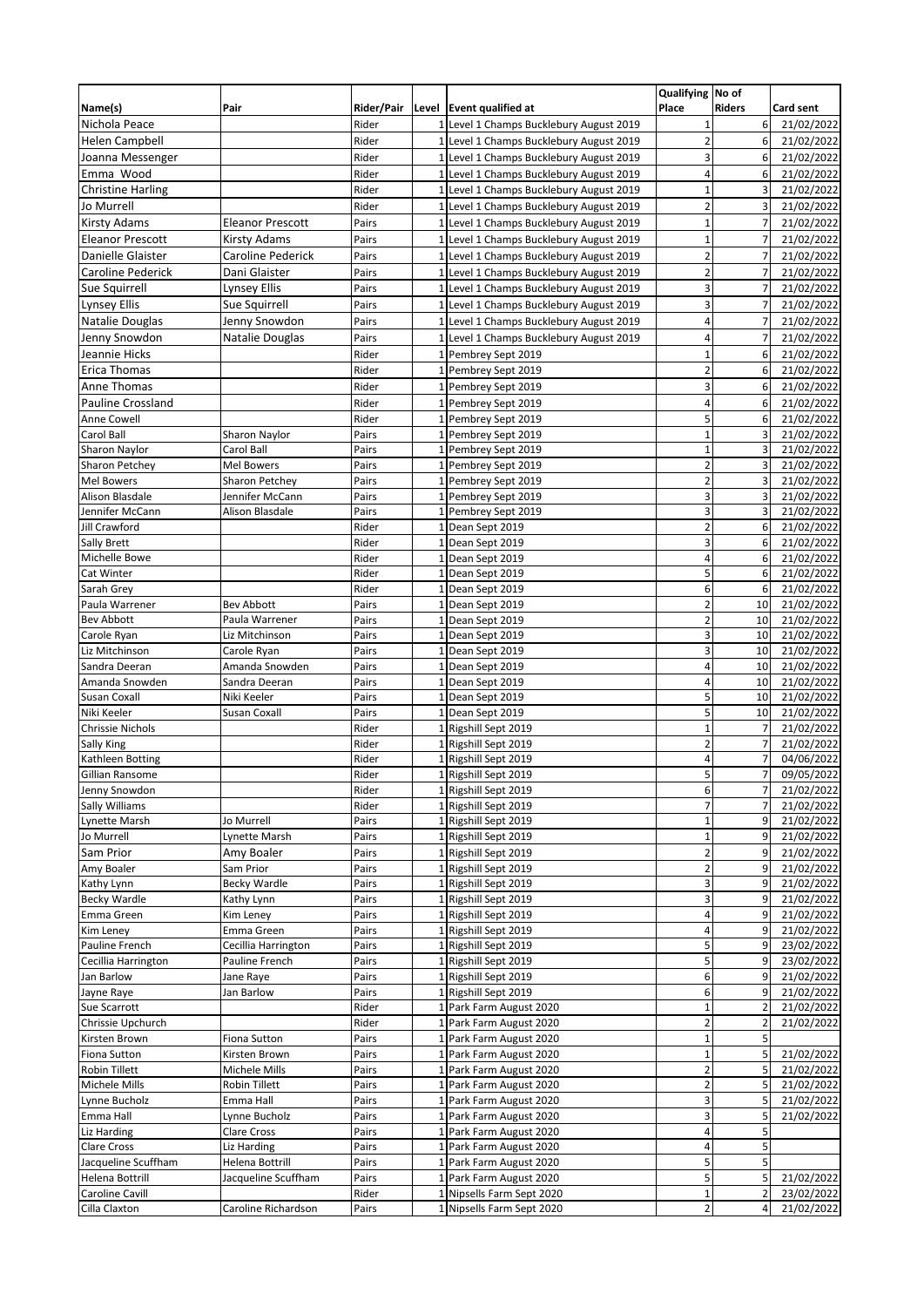| Name(s) | Pair | Rider/Pair | Level | Event qualified at | Qualifying Place | No of Riders | Card sent |
|---|---|---|---|---|---|---|---|
| Nichola Peace | | Rider | 1 | Level 1 Champs Bucklebury August 2019 | 1 | 6 | 21/02/2022 |
| Helen Campbell | | Rider | 1 | Level 1 Champs Bucklebury August 2019 | 2 | 6 | 21/02/2022 |
| Joanna Messenger | | Rider | 1 | Level 1 Champs Bucklebury August 2019 | 3 | 6 | 21/02/2022 |
| Emma Wood | | Rider | 1 | Level 1 Champs Bucklebury August 2019 | 4 | 6 | 21/02/2022 |
| Christine Harling | | Rider | 1 | Level 1 Champs Bucklebury August 2019 | 1 | 3 | 21/02/2022 |
| Jo Murrell | | Rider | 1 | Level 1 Champs Bucklebury August 2019 | 2 | 3 | 21/02/2022 |
| Kirsty Adams | Eleanor Prescott | Pairs | 1 | Level 1 Champs Bucklebury August 2019 | 1 | 7 | 21/02/2022 |
| Eleanor Prescott | Kirsty Adams | Pairs | 1 | Level 1 Champs Bucklebury August 2019 | 1 | 7 | 21/02/2022 |
| Danielle Glaister | Caroline Pederick | Pairs | 1 | Level 1 Champs Bucklebury August 2019 | 2 | 7 | 21/02/2022 |
| Caroline Pederick | Dani Glaister | Pairs | 1 | Level 1 Champs Bucklebury August 2019 | 2 | 7 | 21/02/2022 |
| Sue Squirrell | Lynsey Ellis | Pairs | 1 | Level 1 Champs Bucklebury August 2019 | 3 | 7 | 21/02/2022 |
| Lynsey Ellis | Sue Squirrell | Pairs | 1 | Level 1 Champs Bucklebury August 2019 | 3 | 7 | 21/02/2022 |
| Natalie Douglas | Jenny Snowdon | Pairs | 1 | Level 1 Champs Bucklebury August 2019 | 4 | 7 | 21/02/2022 |
| Jenny Snowdon | Natalie Douglas | Pairs | 1 | Level 1 Champs Bucklebury August 2019 | 4 | 7 | 21/02/2022 |
| Jeannie Hicks | | Rider | 1 | Pembrey Sept 2019 | 1 | 6 | 21/02/2022 |
| Erica Thomas | | Rider | 1 | Pembrey Sept 2019 | 2 | 6 | 21/02/2022 |
| Anne Thomas | | Rider | 1 | Pembrey Sept 2019 | 3 | 6 | 21/02/2022 |
| Pauline Crossland | | Rider | 1 | Pembrey Sept 2019 | 4 | 6 | 21/02/2022 |
| Anne Cowell | | Rider | 1 | Pembrey Sept 2019 | 5 | 6 | 21/02/2022 |
| Carol Ball | Sharon Naylor | Pairs | 1 | Pembrey Sept 2019 | 1 | 3 | 21/02/2022 |
| Sharon Naylor | Carol Ball | Pairs | 1 | Pembrey Sept 2019 | 1 | 3 | 21/02/2022 |
| Sharon Petchey | Mel Bowers | Pairs | 1 | Pembrey Sept 2019 | 2 | 3 | 21/02/2022 |
| Mel Bowers | Sharon Petchey | Pairs | 1 | Pembrey Sept 2019 | 2 | 3 | 21/02/2022 |
| Alison Blasdale | Jennifer McCann | Pairs | 1 | Pembrey Sept 2019 | 3 | 3 | 21/02/2022 |
| Jennifer McCann | Alison Blasdale | Pairs | 1 | Pembrey Sept 2019 | 3 | 3 | 21/02/2022 |
| Jill Crawford | | Rider | 1 | Dean Sept 2019 | 2 | 6 | 21/02/2022 |
| Sally Brett | | Rider | 1 | Dean Sept 2019 | 3 | 6 | 21/02/2022 |
| Michelle Bowe | | Rider | 1 | Dean Sept 2019 | 4 | 6 | 21/02/2022 |
| Cat Winter | | Rider | 1 | Dean Sept 2019 | 5 | 6 | 21/02/2022 |
| Sarah Grey | | Rider | 1 | Dean Sept 2019 | 6 | 6 | 21/02/2022 |
| Paula Warrener | Bev Abbott | Pairs | 1 | Dean Sept 2019 | 2 | 10 | 21/02/2022 |
| Bev Abbott | Paula Warrener | Pairs | 1 | Dean Sept 2019 | 2 | 10 | 21/02/2022 |
| Carole Ryan | Liz Mitchinson | Pairs | 1 | Dean Sept 2019 | 3 | 10 | 21/02/2022 |
| Liz Mitchinson | Carole Ryan | Pairs | 1 | Dean Sept 2019 | 3 | 10 | 21/02/2022 |
| Sandra Deeran | Amanda Snowden | Pairs | 1 | Dean Sept 2019 | 4 | 10 | 21/02/2022 |
| Amanda Snowden | Sandra Deeran | Pairs | 1 | Dean Sept 2019 | 4 | 10 | 21/02/2022 |
| Susan Coxall | Niki Keeler | Pairs | 1 | Dean Sept 2019 | 5 | 10 | 21/02/2022 |
| Niki Keeler | Susan Coxall | Pairs | 1 | Dean Sept 2019 | 5 | 10 | 21/02/2022 |
| Chrissie Nichols | | Rider | 1 | Rigshill Sept 2019 | 1 | 7 | 21/02/2022 |
| Sally King | | Rider | 1 | Rigshill Sept 2019 | 2 | 7 | 21/02/2022 |
| Kathleen Botting | | Rider | 1 | Rigshill Sept 2019 | 4 | 7 | 04/06/2022 |
| Gillian Ransome | | Rider | 1 | Rigshill Sept 2019 | 5 | 7 | 09/05/2022 |
| Jenny Snowdon | | Rider | 1 | Rigshill Sept 2019 | 6 | 7 | 21/02/2022 |
| Sally Williams | | Rider | 1 | Rigshill Sept 2019 | 7 | 7 | 21/02/2022 |
| Lynette Marsh | Jo Murrell | Pairs | 1 | Rigshill Sept 2019 | 1 | 9 | 21/02/2022 |
| Jo Murrell | Lynette Marsh | Pairs | 1 | Rigshill Sept 2019 | 1 | 9 | 21/02/2022 |
| Sam Prior | Amy Boaler | Pairs | 1 | Rigshill Sept 2019 | 2 | 9 | 21/02/2022 |
| Amy Boaler | Sam Prior | Pairs | 1 | Rigshill Sept 2019 | 2 | 9 | 21/02/2022 |
| Kathy Lynn | Becky Wardle | Pairs | 1 | Rigshill Sept 2019 | 3 | 9 | 21/02/2022 |
| Becky Wardle | Kathy Lynn | Pairs | 1 | Rigshill Sept 2019 | 3 | 9 | 21/02/2022 |
| Emma Green | Kim Leney | Pairs | 1 | Rigshill Sept 2019 | 4 | 9 | 21/02/2022 |
| Kim Leney | Emma Green | Pairs | 1 | Rigshill Sept 2019 | 4 | 9 | 21/02/2022 |
| Pauline French | Cecillia Harrington | Pairs | 1 | Rigshill Sept 2019 | 5 | 9 | 23/02/2022 |
| Cecillia Harrington | Pauline French | Pairs | 1 | Rigshill Sept 2019 | 5 | 9 | 23/02/2022 |
| Jan Barlow | Jane Raye | Pairs | 1 | Rigshill Sept 2019 | 6 | 9 | 21/02/2022 |
| Jayne Raye | Jan Barlow | Pairs | 1 | Rigshill Sept 2019 | 6 | 9 | 21/02/2022 |
| Sue Scarrott | | Rider | 1 | Park Farm August 2020 | 1 | 2 | 21/02/2022 |
| Chrissie Upchurch | | Rider | 1 | Park Farm August 2020 | 2 | 2 | 21/02/2022 |
| Kirsten Brown | Fiona Sutton | Pairs | 1 | Park Farm August 2020 | 1 | 5 | |
| Fiona Sutton | Kirsten Brown | Pairs | 1 | Park Farm August 2020 | 1 | 5 | 21/02/2022 |
| Robin Tillett | Michele Mills | Pairs | 1 | Park Farm August 2020 | 2 | 5 | 21/02/2022 |
| Michele Mills | Robin Tillett | Pairs | 1 | Park Farm August 2020 | 2 | 5 | 21/02/2022 |
| Lynne Bucholz | Emma Hall | Pairs | 1 | Park Farm August 2020 | 3 | 5 | 21/02/2022 |
| Emma Hall | Lynne Bucholz | Pairs | 1 | Park Farm August 2020 | 3 | 5 | 21/02/2022 |
| Liz Harding | Clare Cross | Pairs | 1 | Park Farm August 2020 | 4 | 5 | |
| Clare Cross | Liz Harding | Pairs | 1 | Park Farm August 2020 | 4 | 5 | |
| Jacqueline Scuffham | Helena Bottrill | Pairs | 1 | Park Farm August 2020 | 5 | 5 | |
| Helena Bottrill | Jacqueline Scuffham | Pairs | 1 | Park Farm August 2020 | 5 | 5 | 21/02/2022 |
| Caroline Cavill | | Rider | 1 | Nipsells Farm Sept 2020 | 1 | 2 | 23/02/2022 |
| Cilla Claxton | Caroline Richardson | Pairs | 1 | Nipsells Farm Sept 2020 | 2 | 4 | 21/02/2022 |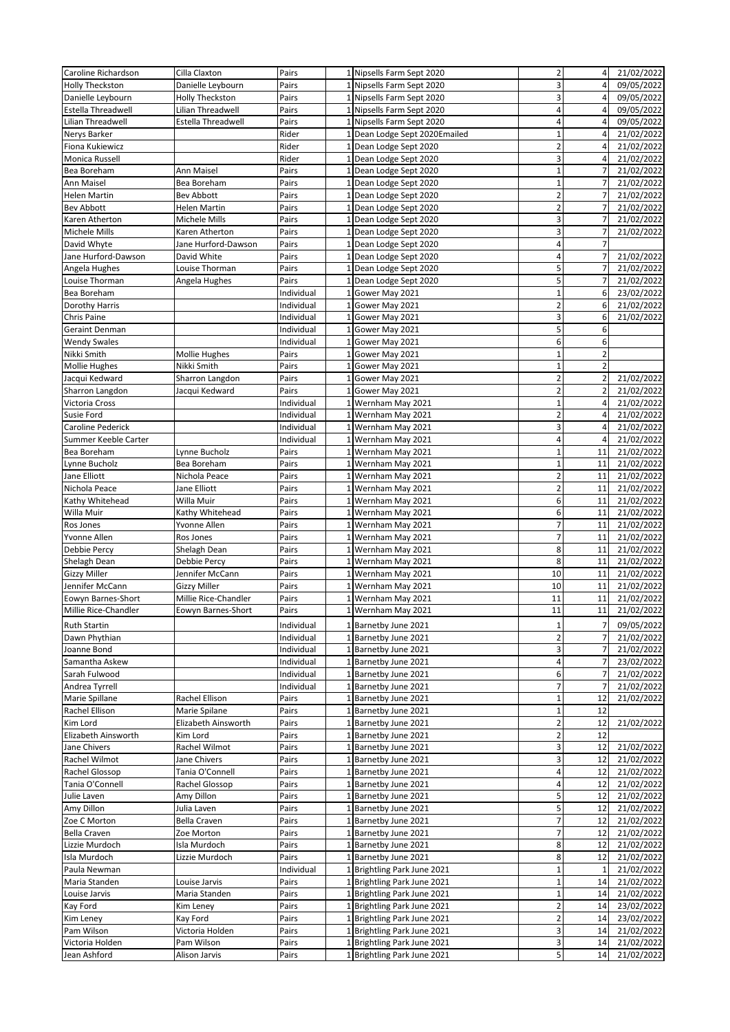| | | | | | | | |
|---|---|---|---|---|---|---|---|
| Caroline Richardson | Cilla Claxton | Pairs | 1 | Nipsells Farm Sept 2020 | 2 | 4 | 21/02/2022 |
| Holly Theckston | Danielle Leybourn | Pairs | 1 | Nipsells Farm Sept 2020 | 3 | 4 | 09/05/2022 |
| Danielle Leybourn | Holly Theckston | Pairs | 1 | Nipsells Farm Sept 2020 | 3 | 4 | 09/05/2022 |
| Estella Threadwell | Lilian Threadwell | Pairs | 1 | Nipsells Farm Sept 2020 | 4 | 4 | 09/05/2022 |
| Lilian Threadwell | Estella Threadwell | Pairs | 1 | Nipsells Farm Sept 2020 | 4 | 4 | 09/05/2022 |
| Nerys Barker | | Rider | 1 | Dean Lodge Sept 2020Emailed | 1 | 4 | 21/02/2022 |
| Fiona Kukiewicz | | Rider | 1 | Dean Lodge Sept 2020 | 2 | 4 | 21/02/2022 |
| Monica Russell | | Rider | 1 | Dean Lodge Sept 2020 | 3 | 4 | 21/02/2022 |
| Bea Boreham | Ann Maisel | Pairs | 1 | Dean Lodge Sept 2020 | 1 | 7 | 21/02/2022 |
| Ann Maisel | Bea Boreham | Pairs | 1 | Dean Lodge Sept 2020 | 1 | 7 | 21/02/2022 |
| Helen Martin | Bev Abbott | Pairs | 1 | Dean Lodge Sept 2020 | 2 | 7 | 21/02/2022 |
| Bev Abbott | Helen Martin | Pairs | 1 | Dean Lodge Sept 2020 | 2 | 7 | 21/02/2022 |
| Karen Atherton | Michele Mills | Pairs | 1 | Dean Lodge Sept 2020 | 3 | 7 | 21/02/2022 |
| Michele Mills | Karen Atherton | Pairs | 1 | Dean Lodge Sept 2020 | 3 | 7 | 21/02/2022 |
| David Whyte | Jane Hurford-Dawson | Pairs | 1 | Dean Lodge Sept 2020 | 4 | 7 | |
| Jane Hurford-Dawson | David White | Pairs | 1 | Dean Lodge Sept 2020 | 4 | 7 | 21/02/2022 |
| Angela Hughes | Louise Thorman | Pairs | 1 | Dean Lodge Sept 2020 | 5 | 7 | 21/02/2022 |
| Louise Thorman | Angela Hughes | Pairs | 1 | Dean Lodge Sept 2020 | 5 | 7 | 21/02/2022 |
| Bea Boreham | | Individual | 1 | Gower May 2021 | 1 | 6 | 23/02/2022 |
| Dorothy Harris | | Individual | 1 | Gower May 2021 | 2 | 6 | 21/02/2022 |
| Chris Paine | | Individual | 1 | Gower May 2021 | 3 | 6 | 21/02/2022 |
| Geraint Denman | | Individual | 1 | Gower May 2021 | 5 | 6 | |
| Wendy Swales | | Individual | 1 | Gower May 2021 | 6 | 6 | |
| Nikki Smith | Mollie Hughes | Pairs | 1 | Gower May 2021 | 1 | 2 | |
| Mollie Hughes | Nikki Smith | Pairs | 1 | Gower May 2021 | 1 | 2 | |
| Jacqui Kedward | Sharron Langdon | Pairs | 1 | Gower May 2021 | 2 | 2 | 21/02/2022 |
| Sharron Langdon | Jacqui Kedward | Pairs | 1 | Gower May 2021 | 2 | 2 | 21/02/2022 |
| Victoria Cross | | Individual | 1 | Wernham May 2021 | 1 | 4 | 21/02/2022 |
| Susie Ford | | Individual | 1 | Wernham May 2021 | 2 | 4 | 21/02/2022 |
| Caroline Pederick | | Individual | 1 | Wernham May 2021 | 3 | 4 | 21/02/2022 |
| Summer Keeble Carter | | Individual | 1 | Wernham May 2021 | 4 | 4 | 21/02/2022 |
| Bea Boreham | Lynne Bucholz | Pairs | 1 | Wernham May 2021 | 1 | 11 | 21/02/2022 |
| Lynne Bucholz | Bea Boreham | Pairs | 1 | Wernham May 2021 | 1 | 11 | 21/02/2022 |
| Jane Elliott | Nichola Peace | Pairs | 1 | Wernham May 2021 | 2 | 11 | 21/02/2022 |
| Nichola Peace | Jane Elliott | Pairs | 1 | Wernham May 2021 | 2 | 11 | 21/02/2022 |
| Kathy Whitehead | Willa Muir | Pairs | 1 | Wernham May 2021 | 6 | 11 | 21/02/2022 |
| Willa Muir | Kathy Whitehead | Pairs | 1 | Wernham May 2021 | 6 | 11 | 21/02/2022 |
| Ros Jones | Yvonne Allen | Pairs | 1 | Wernham May 2021 | 7 | 11 | 21/02/2022 |
| Yvonne Allen | Ros Jones | Pairs | 1 | Wernham May 2021 | 7 | 11 | 21/02/2022 |
| Debbie Percy | Shelagh Dean | Pairs | 1 | Wernham May 2021 | 8 | 11 | 21/02/2022 |
| Shelagh Dean | Debbie Percy | Pairs | 1 | Wernham May 2021 | 8 | 11 | 21/02/2022 |
| Gizzy Miller | Jennifer McCann | Pairs | 1 | Wernham May 2021 | 10 | 11 | 21/02/2022 |
| Jennifer McCann | Gizzy Miller | Pairs | 1 | Wernham May 2021 | 10 | 11 | 21/02/2022 |
| Eowyn Barnes-Short | Millie Rice-Chandler | Pairs | 1 | Wernham May 2021 | 11 | 11 | 21/02/2022 |
| Millie Rice-Chandler | Eowyn Barnes-Short | Pairs | 1 | Wernham May 2021 | 11 | 11 | 21/02/2022 |
| Ruth Startin | | Individual | 1 | Barnetby June 2021 | 1 | 7 | 09/05/2022 |
| Dawn Phythian | | Individual | 1 | Barnetby June 2021 | 2 | 7 | 21/02/2022 |
| Joanne Bond | | Individual | 1 | Barnetby June 2021 | 3 | 7 | 21/02/2022 |
| Samantha Askew | | Individual | 1 | Barnetby June 2021 | 4 | 7 | 23/02/2022 |
| Sarah Fulwood | | Individual | 1 | Barnetby June 2021 | 6 | 7 | 21/02/2022 |
| Andrea Tyrrell | | Individual | 1 | Barnetby June 2021 | 7 | 7 | 21/02/2022 |
| Marie Spillane | Rachel Ellison | Pairs | 1 | Barnetby June 2021 | 1 | 12 | 21/02/2022 |
| Rachel Ellison | Marie Spilane | Pairs | 1 | Barnetby June 2021 | 1 | 12 | |
| Kim Lord | Elizabeth Ainsworth | Pairs | 1 | Barnetby June 2021 | 2 | 12 | 21/02/2022 |
| Elizabeth Ainsworth | Kim Lord | Pairs | 1 | Barnetby June 2021 | 2 | 12 | |
| Jane Chivers | Rachel Wilmot | Pairs | 1 | Barnetby June 2021 | 3 | 12 | 21/02/2022 |
| Rachel Wilmot | Jane Chivers | Pairs | 1 | Barnetby June 2021 | 3 | 12 | 21/02/2022 |
| Rachel Glossop | Tania O'Connell | Pairs | 1 | Barnetby June 2021 | 4 | 12 | 21/02/2022 |
| Tania O'Connell | Rachel Glossop | Pairs | 1 | Barnetby June 2021 | 4 | 12 | 21/02/2022 |
| Julie Laven | Amy Dillon | Pairs | 1 | Barnetby June 2021 | 5 | 12 | 21/02/2022 |
| Amy Dillon | Julia Laven | Pairs | 1 | Barnetby June 2021 | 5 | 12 | 21/02/2022 |
| Zoe C Morton | Bella Craven | Pairs | 1 | Barnetby June 2021 | 7 | 12 | 21/02/2022 |
| Bella Craven | Zoe Morton | Pairs | 1 | Barnetby June 2021 | 7 | 12 | 21/02/2022 |
| Lizzie Murdoch | Isla Murdoch | Pairs | 1 | Barnetby June 2021 | 8 | 12 | 21/02/2022 |
| Isla Murdoch | Lizzie Murdoch | Pairs | 1 | Barnetby June 2021 | 8 | 12 | 21/02/2022 |
| Paula Newman | | Individual | 1 | Brightling Park June 2021 | 1 | 1 | 21/02/2022 |
| Maria Standen | Louise Jarvis | Pairs | 1 | Brightling Park June 2021 | 1 | 14 | 21/02/2022 |
| Louise Jarvis | Maria Standen | Pairs | 1 | Brightling Park June 2021 | 1 | 14 | 21/02/2022 |
| Kay Ford | Kim Leney | Pairs | 1 | Brightling Park June 2021 | 2 | 14 | 23/02/2022 |
| Kim Leney | Kay Ford | Pairs | 1 | Brightling Park June 2021 | 2 | 14 | 23/02/2022 |
| Pam Wilson | Victoria Holden | Pairs | 1 | Brightling Park June 2021 | 3 | 14 | 21/02/2022 |
| Victoria Holden | Pam Wilson | Pairs | 1 | Brightling Park June 2021 | 3 | 14 | 21/02/2022 |
| Jean Ashford | Alison Jarvis | Pairs | 1 | Brightling Park June 2021 | 5 | 14 | 21/02/2022 |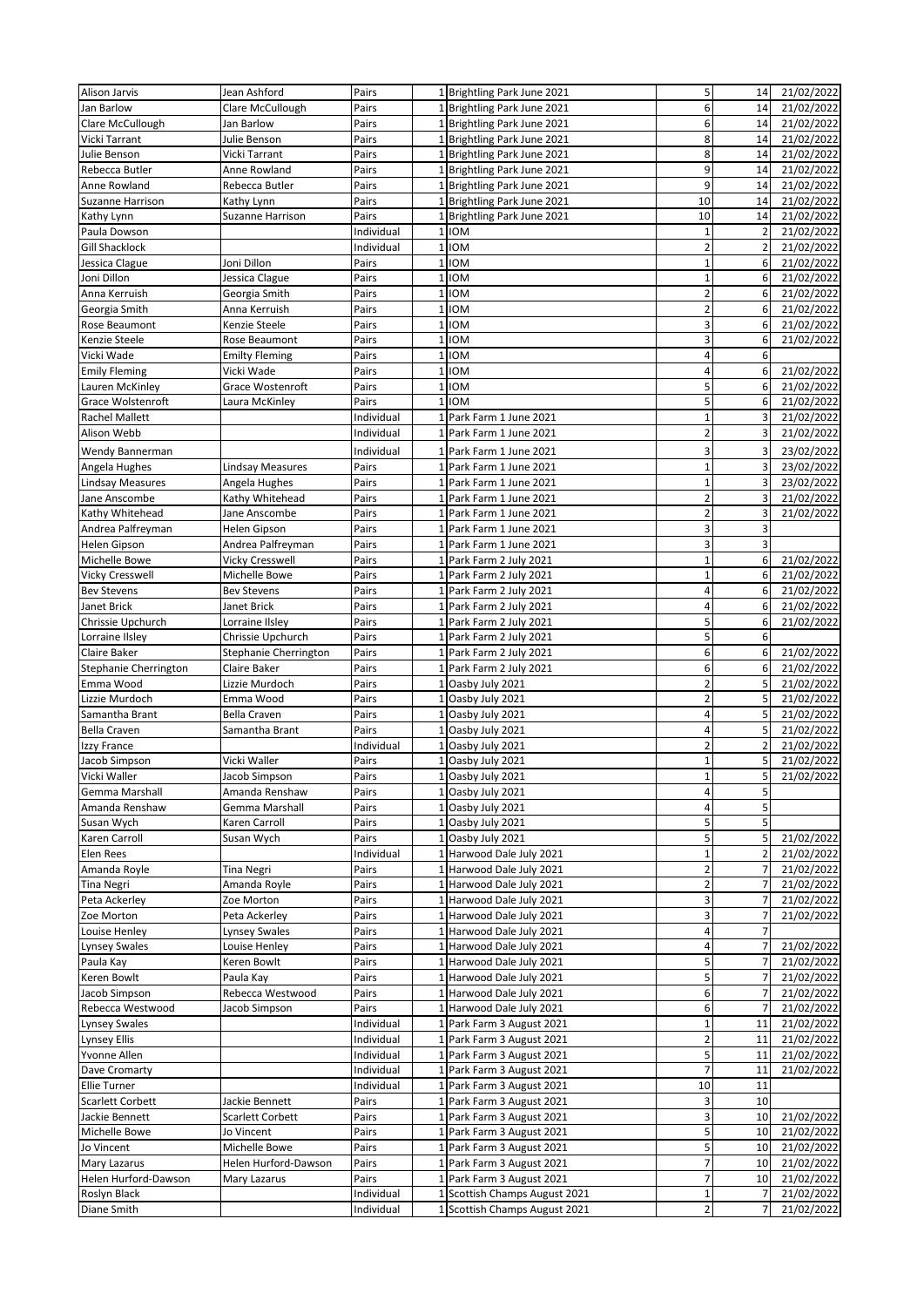| | | | | | | | |
|---|---|---|---|---|---|---|---|
| Alison Jarvis | Jean Ashford | Pairs | 1 | Brightling Park June 2021 | 5 | 14 | 21/02/2022 |
| Jan Barlow | Clare McCullough | Pairs | 1 | Brightling Park June 2021 | 6 | 14 | 21/02/2022 |
| Clare McCullough | Jan Barlow | Pairs | 1 | Brightling Park June 2021 | 6 | 14 | 21/02/2022 |
| Vicki Tarrant | Julie Benson | Pairs | 1 | Brightling Park June 2021 | 8 | 14 | 21/02/2022 |
| Julie Benson | Vicki Tarrant | Pairs | 1 | Brightling Park June 2021 | 8 | 14 | 21/02/2022 |
| Rebecca Butler | Anne Rowland | Pairs | 1 | Brightling Park June 2021 | 9 | 14 | 21/02/2022 |
| Anne Rowland | Rebecca Butler | Pairs | 1 | Brightling Park June 2021 | 9 | 14 | 21/02/2022 |
| Suzanne Harrison | Kathy Lynn | Pairs | 1 | Brightling Park June 2021 | 10 | 14 | 21/02/2022 |
| Kathy Lynn | Suzanne Harrison | Pairs | 1 | Brightling Park June 2021 | 10 | 14 | 21/02/2022 |
| Paula Dowson | | Individual | 1 | IOM | 1 | 2 | 21/02/2022 |
| Gill Shacklock | | Individual | 1 | IOM | 2 | 2 | 21/02/2022 |
| Jessica Clague | Joni Dillon | Pairs | 1 | IOM | 1 | 6 | 21/02/2022 |
| Joni Dillon | Jessica Clague | Pairs | 1 | IOM | 1 | 6 | 21/02/2022 |
| Anna Kerruish | Georgia Smith | Pairs | 1 | IOM | 2 | 6 | 21/02/2022 |
| Georgia Smith | Anna Kerruish | Pairs | 1 | IOM | 2 | 6 | 21/02/2022 |
| Rose Beaumont | Kenzie Steele | Pairs | 1 | IOM | 3 | 6 | 21/02/2022 |
| Kenzie Steele | Rose Beaumont | Pairs | 1 | IOM | 3 | 6 | 21/02/2022 |
| Vicki Wade | Emilty Fleming | Pairs | 1 | IOM | 4 | 6 | |
| Emily Fleming | Vicki Wade | Pairs | 1 | IOM | 4 | 6 | 21/02/2022 |
| Lauren McKinley | Grace Wostenroft | Pairs | 1 | IOM | 5 | 6 | 21/02/2022 |
| Grace Wolstenroft | Laura McKinley | Pairs | 1 | IOM | 5 | 6 | 21/02/2022 |
| Rachel Mallett | | Individual | 1 | Park Farm 1 June 2021 | 1 | 3 | 21/02/2022 |
| Alison Webb | | Individual | 1 | Park Farm 1 June 2021 | 2 | 3 | 21/02/2022 |
| Wendy Bannerman | | Individual | 1 | Park Farm 1 June 2021 | 3 | 3 | 23/02/2022 |
| Angela Hughes | Lindsay Measures | Pairs | 1 | Park Farm 1 June 2021 | 1 | 3 | 23/02/2022 |
| Lindsay Measures | Angela Hughes | Pairs | 1 | Park Farm 1 June 2021 | 1 | 3 | 23/02/2022 |
| Jane Anscombe | Kathy Whitehead | Pairs | 1 | Park Farm 1 June 2021 | 2 | 3 | 21/02/2022 |
| Kathy Whitehead | Jane Anscombe | Pairs | 1 | Park Farm 1 June 2021 | 2 | 3 | 21/02/2022 |
| Andrea Palfreyman | Helen Gipson | Pairs | 1 | Park Farm 1 June 2021 | 3 | 3 | |
| Helen Gipson | Andrea Palfreyman | Pairs | 1 | Park Farm 1 June 2021 | 3 | 3 | |
| Michelle Bowe | Vicky Cresswell | Pairs | 1 | Park Farm 2 July 2021 | 1 | 6 | 21/02/2022 |
| Vicky Cresswell | Michelle Bowe | Pairs | 1 | Park Farm 2 July 2021 | 1 | 6 | 21/02/2022 |
| Bev Stevens | Bev Stevens | Pairs | 1 | Park Farm 2 July 2021 | 4 | 6 | 21/02/2022 |
| Janet Brick | Janet Brick | Pairs | 1 | Park Farm 2 July 2021 | 4 | 6 | 21/02/2022 |
| Chrissie Upchurch | Lorraine Ilsley | Pairs | 1 | Park Farm 2 July 2021 | 5 | 6 | 21/02/2022 |
| Lorraine Ilsley | Chrissie Upchurch | Pairs | 1 | Park Farm 2 July 2021 | 5 | 6 | |
| Claire Baker | Stephanie Cherrington | Pairs | 1 | Park Farm 2 July 2021 | 6 | 6 | 21/02/2022 |
| Stephanie Cherrington | Claire Baker | Pairs | 1 | Park Farm 2 July 2021 | 6 | 6 | 21/02/2022 |
| Emma Wood | Lizzie Murdoch | Pairs | 1 | Oasby July 2021 | 2 | 5 | 21/02/2022 |
| Lizzie Murdoch | Emma Wood | Pairs | 1 | Oasby July 2021 | 2 | 5 | 21/02/2022 |
| Samantha Brant | Bella Craven | Pairs | 1 | Oasby July 2021 | 4 | 5 | 21/02/2022 |
| Bella Craven | Samantha Brant | Pairs | 1 | Oasby July 2021 | 4 | 5 | 21/02/2022 |
| Izzy France | | Individual | 1 | Oasby July 2021 | 2 | 2 | 21/02/2022 |
| Jacob Simpson | Vicki Waller | Pairs | 1 | Oasby July 2021 | 1 | 5 | 21/02/2022 |
| Vicki Waller | Jacob Simpson | Pairs | 1 | Oasby July 2021 | 1 | 5 | 21/02/2022 |
| Gemma Marshall | Amanda Renshaw | Pairs | 1 | Oasby July 2021 | 4 | 5 | |
| Amanda Renshaw | Gemma Marshall | Pairs | 1 | Oasby July 2021 | 4 | 5 | |
| Susan Wych | Karen Carroll | Pairs | 1 | Oasby July 2021 | 5 | 5 | |
| Karen Carroll | Susan Wych | Pairs | 1 | Oasby July 2021 | 5 | 5 | 21/02/2022 |
| Elen Rees | | Individual | 1 | Harwood Dale July 2021 | 1 | 2 | 21/02/2022 |
| Amanda Royle | Tina Negri | Pairs | 1 | Harwood Dale July 2021 | 2 | 7 | 21/02/2022 |
| Tina Negri | Amanda Royle | Pairs | 1 | Harwood Dale July 2021 | 2 | 7 | 21/02/2022 |
| Peta Ackerley | Zoe Morton | Pairs | 1 | Harwood Dale July 2021 | 3 | 7 | 21/02/2022 |
| Zoe Morton | Peta Ackerley | Pairs | 1 | Harwood Dale July 2021 | 3 | 7 | 21/02/2022 |
| Louise Henley | Lynsey Swales | Pairs | 1 | Harwood Dale July 2021 | 4 | 7 | |
| Lynsey Swales | Louise Henley | Pairs | 1 | Harwood Dale July 2021 | 4 | 7 | 21/02/2022 |
| Paula Kay | Keren Bowlt | Pairs | 1 | Harwood Dale July 2021 | 5 | 7 | 21/02/2022 |
| Keren Bowlt | Paula Kay | Pairs | 1 | Harwood Dale July 2021 | 5 | 7 | 21/02/2022 |
| Jacob Simpson | Rebecca Westwood | Pairs | 1 | Harwood Dale July 2021 | 6 | 7 | 21/02/2022 |
| Rebecca Westwood | Jacob Simpson | Pairs | 1 | Harwood Dale July 2021 | 6 | 7 | 21/02/2022 |
| Lynsey Swales | | Individual | 1 | Park Farm 3 August 2021 | 1 | 11 | 21/02/2022 |
| Lynsey Ellis | | Individual | 1 | Park Farm 3 August 2021 | 2 | 11 | 21/02/2022 |
| Yvonne Allen | | Individual | 1 | Park Farm 3 August 2021 | 5 | 11 | 21/02/2022 |
| Dave Cromarty | | Individual | 1 | Park Farm 3 August 2021 | 7 | 11 | 21/02/2022 |
| Ellie Turner | | Individual | 1 | Park Farm 3 August 2021 | 10 | 11 | |
| Scarlett Corbett | Jackie Bennett | Pairs | 1 | Park Farm 3 August 2021 | 3 | 10 | |
| Jackie Bennett | Scarlett Corbett | Pairs | 1 | Park Farm 3 August 2021 | 3 | 10 | 21/02/2022 |
| Michelle Bowe | Jo Vincent | Pairs | 1 | Park Farm 3 August 2021 | 5 | 10 | 21/02/2022 |
| Jo Vincent | Michelle Bowe | Pairs | 1 | Park Farm 3 August 2021 | 5 | 10 | 21/02/2022 |
| Mary Lazarus | Helen Hurford-Dawson | Pairs | 1 | Park Farm 3 August 2021 | 7 | 10 | 21/02/2022 |
| Helen Hurford-Dawson | Mary Lazarus | Pairs | 1 | Park Farm 3 August 2021 | 7 | 10 | 21/02/2022 |
| Roslyn Black | | Individual | 1 | Scottish Champs August 2021 | 1 | 7 | 21/02/2022 |
| Diane Smith | | Individual | 1 | Scottish Champs August 2021 | 2 | 7 | 21/02/2022 |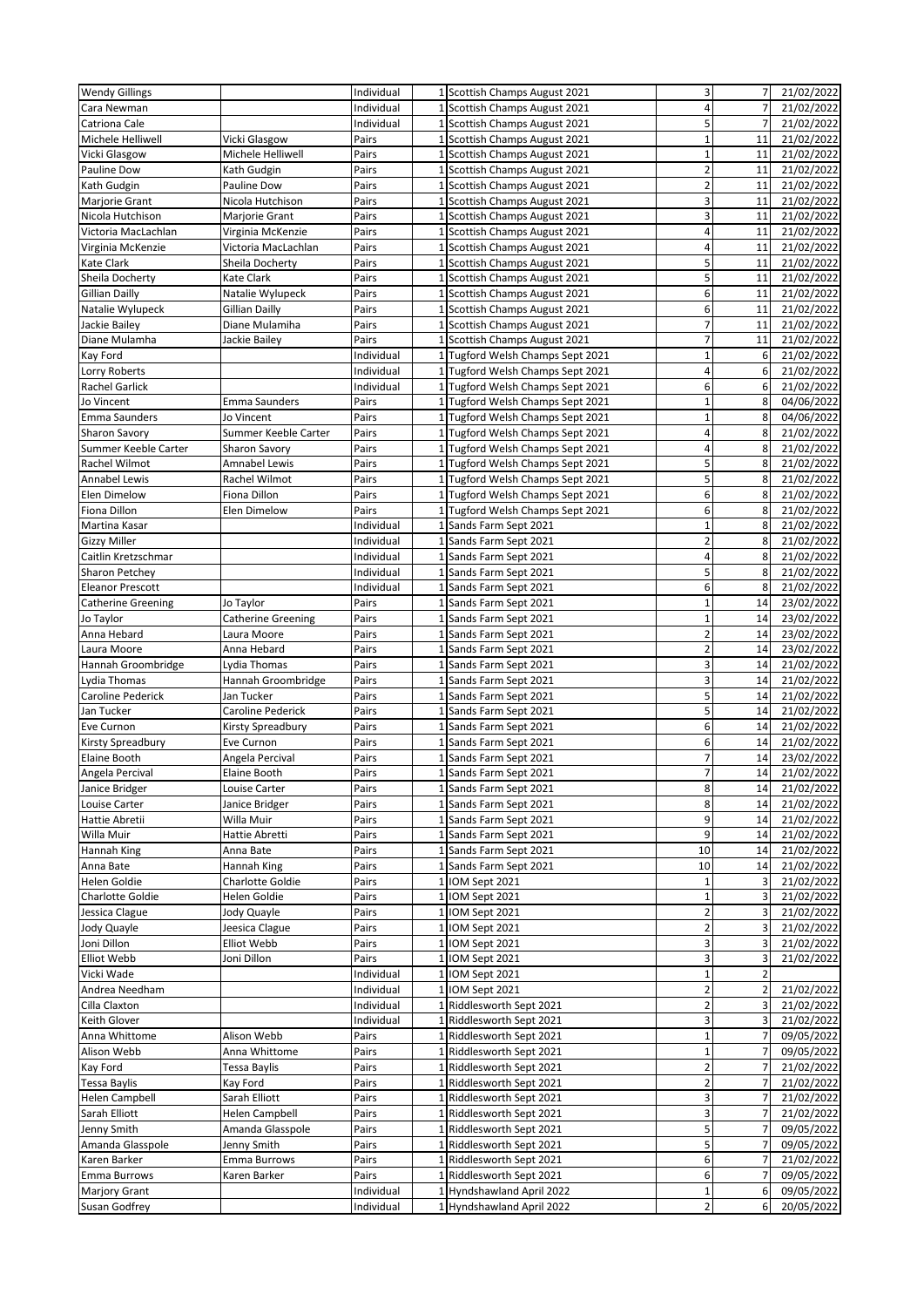| Wendy Gillings | | Individual | 1 | Scottish Champs August 2021 | 3 | 7 | 21/02/2022 |
|---|---|---|---|---|---|---|---|
| Cara Newman | | Individual | 1 | Scottish Champs August 2021 | 4 | 7 | 21/02/2022 |
| Catriona Cale | | Individual | 1 | Scottish Champs August 2021 | 5 | 7 | 21/02/2022 |
| Michele Helliwell | Vicki Glasgow | Pairs | 1 | Scottish Champs August 2021 | 1 | 11 | 21/02/2022 |
| Vicki Glasgow | Michele Helliwell | Pairs | 1 | Scottish Champs August 2021 | 1 | 11 | 21/02/2022 |
| Pauline Dow | Kath Gudgin | Pairs | 1 | Scottish Champs August 2021 | 2 | 11 | 21/02/2022 |
| Kath Gudgin | Pauline Dow | Pairs | 1 | Scottish Champs August 2021 | 2 | 11 | 21/02/2022 |
| Marjorie Grant | Nicola Hutchison | Pairs | 1 | Scottish Champs August 2021 | 3 | 11 | 21/02/2022 |
| Nicola Hutchison | Marjorie Grant | Pairs | 1 | Scottish Champs August 2021 | 3 | 11 | 21/02/2022 |
| Victoria MacLachlan | Virginia McKenzie | Pairs | 1 | Scottish Champs August 2021 | 4 | 11 | 21/02/2022 |
| Virginia McKenzie | Victoria MacLachlan | Pairs | 1 | Scottish Champs August 2021 | 4 | 11 | 21/02/2022 |
| Kate Clark | Sheila Docherty | Pairs | 1 | Scottish Champs August 2021 | 5 | 11 | 21/02/2022 |
| Sheila Docherty | Kate Clark | Pairs | 1 | Scottish Champs August 2021 | 5 | 11 | 21/02/2022 |
| Gillian Dailly | Natalie Wylupeck | Pairs | 1 | Scottish Champs August 2021 | 6 | 11 | 21/02/2022 |
| Natalie Wylupeck | Gillian Dailly | Pairs | 1 | Scottish Champs August 2021 | 6 | 11 | 21/02/2022 |
| Jackie Bailey | Diane Mulamiha | Pairs | 1 | Scottish Champs August 2021 | 7 | 11 | 21/02/2022 |
| Diane Mulamha | Jackie Bailey | Pairs | 1 | Scottish Champs August 2021 | 7 | 11 | 21/02/2022 |
| Kay Ford | | Individual | 1 | Tugford Welsh Champs Sept 2021 | 1 | 6 | 21/02/2022 |
| Lorry Roberts | | Individual | 1 | Tugford Welsh Champs Sept 2021 | 4 | 6 | 21/02/2022 |
| Rachel Garlick | | Individual | 1 | Tugford Welsh Champs Sept 2021 | 6 | 6 | 21/02/2022 |
| Jo Vincent | Emma Saunders | Pairs | 1 | Tugford Welsh Champs Sept 2021 | 1 | 8 | 04/06/2022 |
| Emma Saunders | Jo Vincent | Pairs | 1 | Tugford Welsh Champs Sept 2021 | 1 | 8 | 04/06/2022 |
| Sharon Savory | Summer Keeble Carter | Pairs | 1 | Tugford Welsh Champs Sept 2021 | 4 | 8 | 21/02/2022 |
| Summer Keeble Carter | Sharon Savory | Pairs | 1 | Tugford Welsh Champs Sept 2021 | 4 | 8 | 21/02/2022 |
| Rachel Wilmot | Amnabel Lewis | Pairs | 1 | Tugford Welsh Champs Sept 2021 | 5 | 8 | 21/02/2022 |
| Annabel Lewis | Rachel Wilmot | Pairs | 1 | Tugford Welsh Champs Sept 2021 | 5 | 8 | 21/02/2022 |
| Elen Dimelow | Fiona Dillon | Pairs | 1 | Tugford Welsh Champs Sept 2021 | 6 | 8 | 21/02/2022 |
| Fiona Dillon | Elen Dimelow | Pairs | 1 | Tugford Welsh Champs Sept 2021 | 6 | 8 | 21/02/2022 |
| Martina Kasar | | Individual | 1 | Sands Farm Sept 2021 | 1 | 8 | 21/02/2022 |
| Gizzy Miller | | Individual | 1 | Sands Farm Sept 2021 | 2 | 8 | 21/02/2022 |
| Caitlin Kretzschmar | | Individual | 1 | Sands Farm Sept 2021 | 4 | 8 | 21/02/2022 |
| Sharon Petchey | | Individual | 1 | Sands Farm Sept 2021 | 5 | 8 | 21/02/2022 |
| Eleanor Prescott | | Individual | 1 | Sands Farm Sept 2021 | 6 | 8 | 21/02/2022 |
| Catherine Greening | Jo Taylor | Pairs | 1 | Sands Farm Sept 2021 | 1 | 14 | 23/02/2022 |
| Jo Taylor | Catherine Greening | Pairs | 1 | Sands Farm Sept 2021 | 1 | 14 | 23/02/2022 |
| Anna Hebard | Laura Moore | Pairs | 1 | Sands Farm Sept 2021 | 2 | 14 | 23/02/2022 |
| Laura Moore | Anna Hebard | Pairs | 1 | Sands Farm Sept 2021 | 2 | 14 | 23/02/2022 |
| Hannah Groombridge | Lydia Thomas | Pairs | 1 | Sands Farm Sept 2021 | 3 | 14 | 21/02/2022 |
| Lydia Thomas | Hannah Groombridge | Pairs | 1 | Sands Farm Sept 2021 | 3 | 14 | 21/02/2022 |
| Caroline Pederick | Jan Tucker | Pairs | 1 | Sands Farm Sept 2021 | 5 | 14 | 21/02/2022 |
| Jan Tucker | Caroline Pederick | Pairs | 1 | Sands Farm Sept 2021 | 5 | 14 | 21/02/2022 |
| Eve Curnon | Kirsty Spreadbury | Pairs | 1 | Sands Farm Sept 2021 | 6 | 14 | 21/02/2022 |
| Kirsty Spreadbury | Eve Curnon | Pairs | 1 | Sands Farm Sept 2021 | 6 | 14 | 21/02/2022 |
| Elaine Booth | Angela Percival | Pairs | 1 | Sands Farm Sept 2021 | 7 | 14 | 23/02/2022 |
| Angela Percival | Elaine Booth | Pairs | 1 | Sands Farm Sept 2021 | 7 | 14 | 21/02/2022 |
| Janice Bridger | Louise Carter | Pairs | 1 | Sands Farm Sept 2021 | 8 | 14 | 21/02/2022 |
| Louise Carter | Janice Bridger | Pairs | 1 | Sands Farm Sept 2021 | 8 | 14 | 21/02/2022 |
| Hattie Abretii | Willa Muir | Pairs | 1 | Sands Farm Sept 2021 | 9 | 14 | 21/02/2022 |
| Willa Muir | Hattie Abretti | Pairs | 1 | Sands Farm Sept 2021 | 9 | 14 | 21/02/2022 |
| Hannah King | Anna Bate | Pairs | 1 | Sands Farm Sept 2021 | 10 | 14 | 21/02/2022 |
| Anna Bate | Hannah King | Pairs | 1 | Sands Farm Sept 2021 | 10 | 14 | 21/02/2022 |
| Helen Goldie | Charlotte Goldie | Pairs | 1 | IOM Sept 2021 | 1 | 3 | 21/02/2022 |
| Charlotte Goldie | Helen Goldie | Pairs | 1 | IOM Sept 2021 | 1 | 3 | 21/02/2022 |
| Jessica Clague | Jody Quayle | Pairs | 1 | IOM Sept 2021 | 2 | 3 | 21/02/2022 |
| Jody Quayle | Jeesica Clague | Pairs | 1 | IOM Sept 2021 | 2 | 3 | 21/02/2022 |
| Joni Dillon | Elliot Webb | Pairs | 1 | IOM Sept 2021 | 3 | 3 | 21/02/2022 |
| Elliot Webb | Joni Dillon | Pairs | 1 | IOM Sept 2021 | 3 | 3 | 21/02/2022 |
| Vicki Wade | | Individual | 1 | IOM Sept 2021 | 1 | 2 | |
| Andrea Needham | | Individual | 1 | IOM Sept 2021 | 2 | 2 | 21/02/2022 |
| Cilla Claxton | | Individual | 1 | Riddlesworth Sept 2021 | 2 | 3 | 21/02/2022 |
| Keith Glover | | Individual | 1 | Riddlesworth Sept 2021 | 3 | 3 | 21/02/2022 |
| Anna Whittome | Alison Webb | Pairs | 1 | Riddlesworth Sept 2021 | 1 | 7 | 09/05/2022 |
| Alison Webb | Anna Whittome | Pairs | 1 | Riddlesworth Sept 2021 | 1 | 7 | 09/05/2022 |
| Kay Ford | Tessa Baylis | Pairs | 1 | Riddlesworth Sept 2021 | 2 | 7 | 21/02/2022 |
| Tessa Baylis | Kay Ford | Pairs | 1 | Riddlesworth Sept 2021 | 2 | 7 | 21/02/2022 |
| Helen Campbell | Sarah Elliott | Pairs | 1 | Riddlesworth Sept 2021 | 3 | 7 | 21/02/2022 |
| Sarah Elliott | Helen Campbell | Pairs | 1 | Riddlesworth Sept 2021 | 3 | 7 | 21/02/2022 |
| Jenny Smith | Amanda Glasspole | Pairs | 1 | Riddlesworth Sept 2021 | 5 | 7 | 09/05/2022 |
| Amanda Glasspole | Jenny Smith | Pairs | 1 | Riddlesworth Sept 2021 | 5 | 7 | 09/05/2022 |
| Karen Barker | Emma Burrows | Pairs | 1 | Riddlesworth Sept 2021 | 6 | 7 | 21/02/2022 |
| Emma Burrows | Karen Barker | Pairs | 1 | Riddlesworth Sept 2021 | 6 | 7 | 09/05/2022 |
| Marjory Grant | | Individual | 1 | Hyndshawland April 2022 | 1 | 6 | 09/05/2022 |
| Susan Godfrey | | Individual | 1 | Hyndshawland April 2022 | 2 | 6 | 20/05/2022 |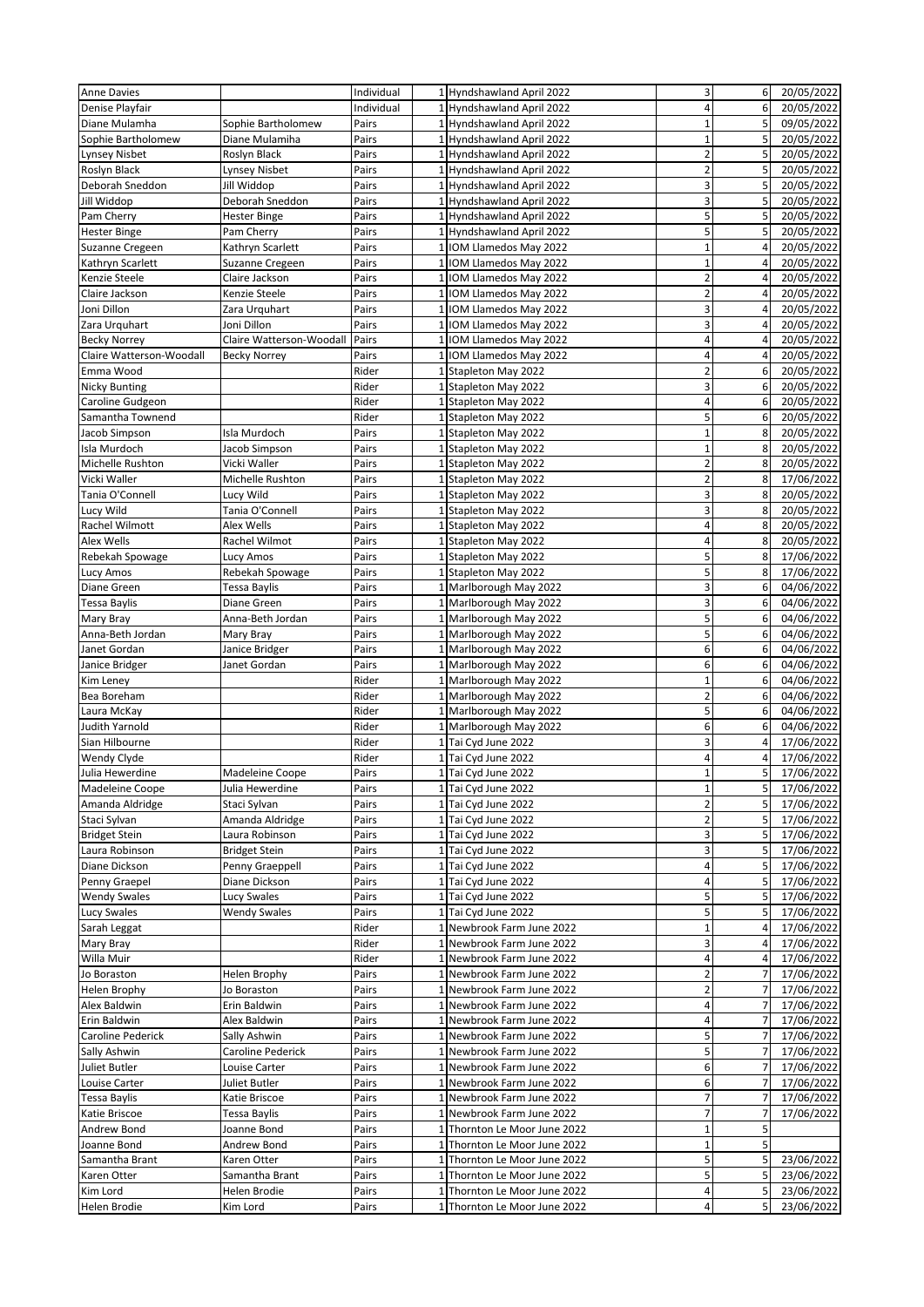| | | | | | | | |
|---|---|---|---|---|---|---|---|
| Anne Davies | | Individual | 1 | Hyndshawland April 2022 | 3 | 6 | 20/05/2022 |
| Denise Playfair | | Individual | 1 | Hyndshawland April 2022 | 4 | 6 | 20/05/2022 |
| Diane Mulamha | Sophie Bartholomew | Pairs | 1 | Hyndshawland April 2022 | 1 | 5 | 09/05/2022 |
| Sophie Bartholomew | Diane Mulamiha | Pairs | 1 | Hyndshawland April 2022 | 1 | 5 | 20/05/2022 |
| Lynsey Nisbet | Roslyn Black | Pairs | 1 | Hyndshawland April 2022 | 2 | 5 | 20/05/2022 |
| Roslyn Black | Lynsey Nisbet | Pairs | 1 | Hyndshawland April 2022 | 2 | 5 | 20/05/2022 |
| Deborah Sneddon | Jill Widdop | Pairs | 1 | Hyndshawland April 2022 | 3 | 5 | 20/05/2022 |
| Jill Widdop | Deborah Sneddon | Pairs | 1 | Hyndshawland April 2022 | 3 | 5 | 20/05/2022 |
| Pam Cherry | Hester Binge | Pairs | 1 | Hyndshawland April 2022 | 5 | 5 | 20/05/2022 |
| Hester Binge | Pam Cherry | Pairs | 1 | Hyndshawland April 2022 | 5 | 5 | 20/05/2022 |
| Suzanne Cregeen | Kathryn Scarlett | Pairs | 1 | IOM Llamedos May 2022 | 1 | 4 | 20/05/2022 |
| Kathryn Scarlett | Suzanne Cregeen | Pairs | 1 | IOM Llamedos May 2022 | 1 | 4 | 20/05/2022 |
| Kenzie Steele | Claire Jackson | Pairs | 1 | IOM Llamedos May 2022 | 2 | 4 | 20/05/2022 |
| Claire Jackson | Kenzie Steele | Pairs | 1 | IOM Llamedos May 2022 | 2 | 4 | 20/05/2022 |
| Joni Dillon | Zara Urquhart | Pairs | 1 | IOM Llamedos May 2022 | 3 | 4 | 20/05/2022 |
| Zara Urquhart | Joni Dillon | Pairs | 1 | IOM Llamedos May 2022 | 3 | 4 | 20/05/2022 |
| Becky Norrey | Claire Watterson-Woodall | Pairs | 1 | IOM Llamedos May 2022 | 4 | 4 | 20/05/2022 |
| Claire Watterson-Woodall | Becky Norrey | Pairs | 1 | IOM Llamedos May 2022 | 4 | 4 | 20/05/2022 |
| Emma Wood | | Rider | 1 | Stapleton May 2022 | 2 | 6 | 20/05/2022 |
| Nicky Bunting | | Rider | 1 | Stapleton May 2022 | 3 | 6 | 20/05/2022 |
| Caroline Gudgeon | | Rider | 1 | Stapleton May 2022 | 4 | 6 | 20/05/2022 |
| Samantha Townend | | Rider | 1 | Stapleton May 2022 | 5 | 6 | 20/05/2022 |
| Jacob Simpson | Isla Murdoch | Pairs | 1 | Stapleton May 2022 | 1 | 8 | 20/05/2022 |
| Isla Murdoch | Jacob Simpson | Pairs | 1 | Stapleton May 2022 | 1 | 8 | 20/05/2022 |
| Michelle Rushton | Vicki Waller | Pairs | 1 | Stapleton May 2022 | 2 | 8 | 20/05/2022 |
| Vicki Waller | Michelle Rushton | Pairs | 1 | Stapleton May 2022 | 2 | 8 | 17/06/2022 |
| Tania O'Connell | Lucy Wild | Pairs | 1 | Stapleton May 2022 | 3 | 8 | 20/05/2022 |
| Lucy Wild | Tania O'Connell | Pairs | 1 | Stapleton May 2022 | 3 | 8 | 20/05/2022 |
| Rachel Wilmott | Alex Wells | Pairs | 1 | Stapleton May 2022 | 4 | 8 | 20/05/2022 |
| Alex Wells | Rachel Wilmot | Pairs | 1 | Stapleton May 2022 | 4 | 8 | 20/05/2022 |
| Rebekah Spowage | Lucy Amos | Pairs | 1 | Stapleton May 2022 | 5 | 8 | 17/06/2022 |
| Lucy Amos | Rebekah Spowage | Pairs | 1 | Stapleton May 2022 | 5 | 8 | 17/06/2022 |
| Diane Green | Tessa Baylis | Pairs | 1 | Marlborough May 2022 | 3 | 6 | 04/06/2022 |
| Tessa Baylis | Diane Green | Pairs | 1 | Marlborough May 2022 | 3 | 6 | 04/06/2022 |
| Mary Bray | Anna-Beth Jordan | Pairs | 1 | Marlborough May 2022 | 5 | 6 | 04/06/2022 |
| Anna-Beth Jordan | Mary Bray | Pairs | 1 | Marlborough May 2022 | 5 | 6 | 04/06/2022 |
| Janet Gordan | Janice Bridger | Pairs | 1 | Marlborough May 2022 | 6 | 6 | 04/06/2022 |
| Janice Bridger | Janet Gordan | Pairs | 1 | Marlborough May 2022 | 6 | 6 | 04/06/2022 |
| Kim Leney | | Rider | 1 | Marlborough May 2022 | 1 | 6 | 04/06/2022 |
| Bea Boreham | | Rider | 1 | Marlborough May 2022 | 2 | 6 | 04/06/2022 |
| Laura McKay | | Rider | 1 | Marlborough May 2022 | 5 | 6 | 04/06/2022 |
| Judith Yarnold | | Rider | 1 | Marlborough May 2022 | 6 | 6 | 04/06/2022 |
| Sian Hilbourne | | Rider | 1 | Tai Cyd June 2022 | 3 | 4 | 17/06/2022 |
| Wendy Clyde | | Rider | 1 | Tai Cyd June 2022 | 4 | 4 | 17/06/2022 |
| Julia Hewerdine | Madeleine Coope | Pairs | 1 | Tai Cyd June 2022 | 1 | 5 | 17/06/2022 |
| Madeleine Coope | Julia Hewerdine | Pairs | 1 | Tai Cyd June 2022 | 1 | 5 | 17/06/2022 |
| Amanda Aldridge | Staci Sylvan | Pairs | 1 | Tai Cyd June 2022 | 2 | 5 | 17/06/2022 |
| Staci Sylvan | Amanda Aldridge | Pairs | 1 | Tai Cyd June 2022 | 2 | 5 | 17/06/2022 |
| Bridget Stein | Laura Robinson | Pairs | 1 | Tai Cyd June 2022 | 3 | 5 | 17/06/2022 |
| Laura Robinson | Bridget Stein | Pairs | 1 | Tai Cyd June 2022 | 3 | 5 | 17/06/2022 |
| Diane Dickson | Penny Graeppell | Pairs | 1 | Tai Cyd June 2022 | 4 | 5 | 17/06/2022 |
| Penny Graepel | Diane Dickson | Pairs | 1 | Tai Cyd June 2022 | 4 | 5 | 17/06/2022 |
| Wendy Swales | Lucy Swales | Pairs | 1 | Tai Cyd June 2022 | 5 | 5 | 17/06/2022 |
| Lucy Swales | Wendy Swales | Pairs | 1 | Tai Cyd June 2022 | 5 | 5 | 17/06/2022 |
| Sarah Leggat | | Rider | 1 | Newbrook Farm June 2022 | 1 | 4 | 17/06/2022 |
| Mary Bray | | Rider | 1 | Newbrook Farm June 2022 | 3 | 4 | 17/06/2022 |
| Willa Muir | | Rider | 1 | Newbrook Farm June 2022 | 4 | 4 | 17/06/2022 |
| Jo Boraston | Helen Brophy | Pairs | 1 | Newbrook Farm June 2022 | 2 | 7 | 17/06/2022 |
| Helen Brophy | Jo Boraston | Pairs | 1 | Newbrook Farm June 2022 | 2 | 7 | 17/06/2022 |
| Alex Baldwin | Erin Baldwin | Pairs | 1 | Newbrook Farm June 2022 | 4 | 7 | 17/06/2022 |
| Erin Baldwin | Alex Baldwin | Pairs | 1 | Newbrook Farm June 2022 | 4 | 7 | 17/06/2022 |
| Caroline Pederick | Sally Ashwin | Pairs | 1 | Newbrook Farm June 2022 | 5 | 7 | 17/06/2022 |
| Sally Ashwin | Caroline Pederick | Pairs | 1 | Newbrook Farm June 2022 | 5 | 7 | 17/06/2022 |
| Juliet Butler | Louise Carter | Pairs | 1 | Newbrook Farm June 2022 | 6 | 7 | 17/06/2022 |
| Louise Carter | Juliet Butler | Pairs | 1 | Newbrook Farm June 2022 | 6 | 7 | 17/06/2022 |
| Tessa Baylis | Katie Briscoe | Pairs | 1 | Newbrook Farm June 2022 | 7 | 7 | 17/06/2022 |
| Katie Briscoe | Tessa Baylis | Pairs | 1 | Newbrook Farm June 2022 | 7 | 7 | 17/06/2022 |
| Andrew Bond | Joanne Bond | Pairs | 1 | Thornton Le Moor June 2022 | 1 | 5 | |
| Joanne Bond | Andrew Bond | Pairs | 1 | Thornton Le Moor June 2022 | 1 | 5 | |
| Samantha Brant | Karen Otter | Pairs | 1 | Thornton Le Moor June 2022 | 5 | 5 | 23/06/2022 |
| Karen Otter | Samantha Brant | Pairs | 1 | Thornton Le Moor June 2022 | 5 | 5 | 23/06/2022 |
| Kim Lord | Helen Brodie | Pairs | 1 | Thornton Le Moor June 2022 | 4 | 5 | 23/06/2022 |
| Helen Brodie | Kim Lord | Pairs | 1 | Thornton Le Moor June 2022 | 4 | 5 | 23/06/2022 |